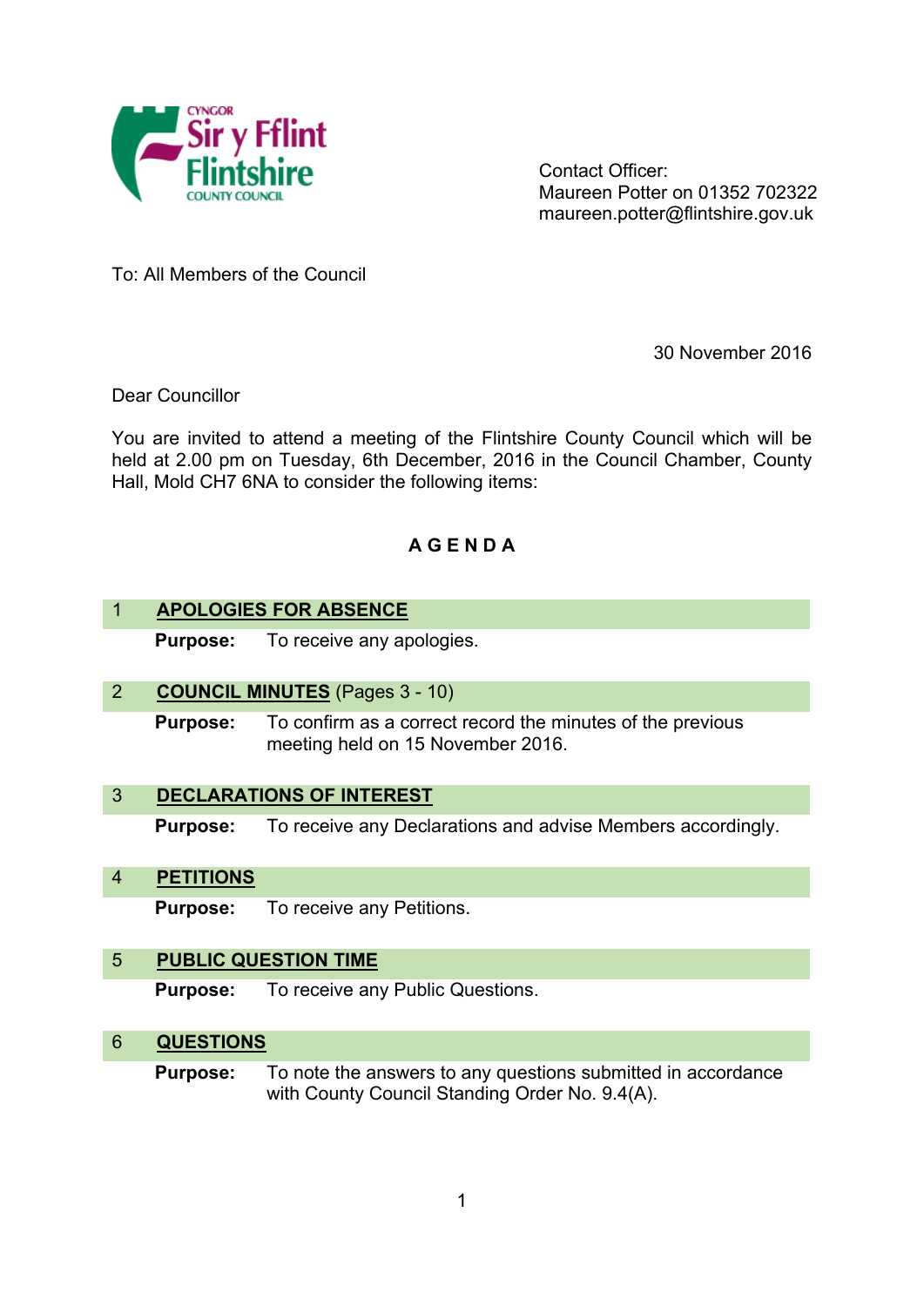Contact Officer:
Maureen Potter on 01352 702322
maureen.potter@flintshire.gov.uk

To: All Members of the Council

30 November 2016

Dear Councillor

You are invited to attend a meeting of the Flintshire County Council which will be held at 2.00 pm on Tuesday, 6th December, 2016 in the Council Chamber, County Hall, Mold CH7 6NA to consider the following items:

# A G E N D A

## 1 APOLOGIES FOR ABSENCE

**Purpose:** To receive any apologies.

## 2 COUNCIL MINUTES (Pages 3 - 10)

**Purpose:** To confirm as a correct record the minutes of the previous meeting held on 15 November 2016.

## 3 DECLARATIONS OF INTEREST

**Purpose:** To receive any Declarations and advise Members accordingly.

## 4 PETITIONS

**Purpose:** To receive any Petitions.

## 5 PUBLIC QUESTION TIME

**Purpose:** To receive any Public Questions.

## 6 QUESTIONS

**Purpose:** To note the answers to any questions submitted in accordance with County Council Standing Order No. 9.4(A).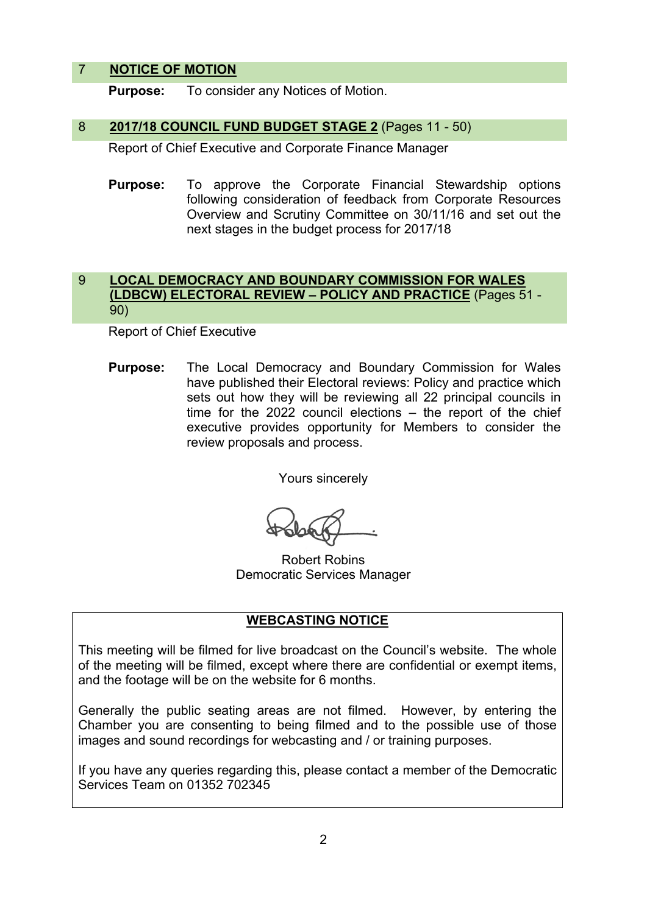## 7 NOTICE OF MOTION

**Purpose:** To consider any Notices of Motion.

## 8 2017/18 COUNCIL FUND BUDGET STAGE 2 (Pages 11 - 50)

Report of Chief Executive and Corporate Finance Manager

**Purpose:** To approve the Corporate Financial Stewardship options following consideration of feedback from Corporate Resources Overview and Scrutiny Committee on 30/11/16 and set out the next stages in the budget process for 2017/18

## 9 LOCAL DEMOCRACY AND BOUNDARY COMMISSION FOR WALES (LDBCW) ELECTORAL REVIEW – POLICY AND PRACTICE (Pages 51 - 90)

Report of Chief Executive

**Purpose:** The Local Democracy and Boundary Commission for Wales have published their Electoral reviews: Policy and practice which sets out how they will be reviewing all 22 principal councils in time for the 2022 council elections – the report of the chief executive provides opportunity for Members to consider the review proposals and process.

Yours sincerely

Robert Robins
Democratic Services Manager

**WEBCASTING NOTICE**

This meeting will be filmed for live broadcast on the Council's website. The whole of the meeting will be filmed, except where there are confidential or exempt items, and the footage will be on the website for 6 months.

Generally the public seating areas are not filmed. However, by entering the Chamber you are consenting to being filmed and to the possible use of those images and sound recordings for webcasting and / or training purposes.

If you have any queries regarding this, please contact a member of the Democratic Services Team on 01352 702345